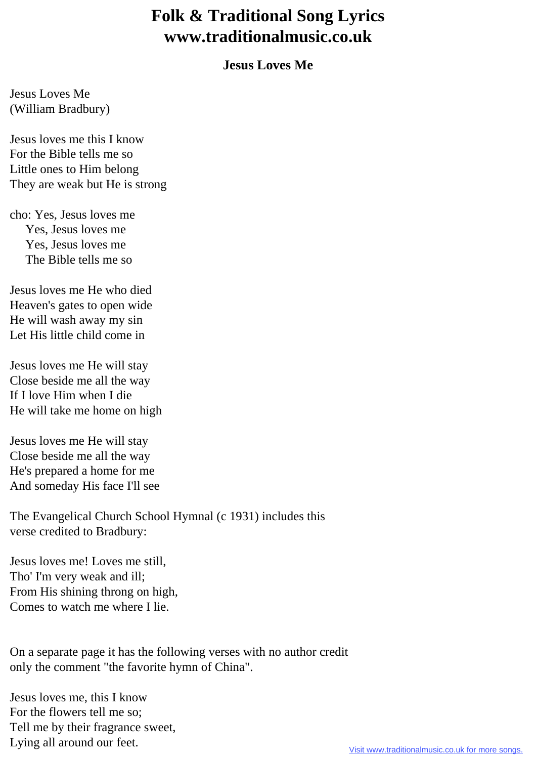# Folk & Traditional Song Lyrics
# www.traditionalmusic.co.uk

## Jesus Loves Me

Jesus Loves Me
(William Bradbury)

Jesus loves me this I know
For the Bible tells me so
Little ones to Him belong
They are weak but He is strong

cho: Yes, Jesus loves me
Yes, Jesus loves me
Yes, Jesus loves me
The Bible tells me so

Jesus loves me He who died
Heaven's gates to open wide
He will wash away my sin
Let His little child come in

Jesus loves me He will stay
Close beside me all the way
If I love Him when I die
He will take me home on high

Jesus loves me He will stay
Close beside me all the way
He's prepared a home for me
And someday His face I'll see

The Evangelical Church School Hymnal (c 1931) includes this verse credited to Bradbury:

Jesus loves me! Loves me still,
Tho' I'm very weak and ill;
From His shining throng on high,
Comes to watch me where I lie.

On a separate page it has the following verses with no author credit only the comment "the favorite hymn of China".

Jesus loves me, this I know
For the flowers tell me so;
Tell me by their fragrance sweet,
Lying all around our feet.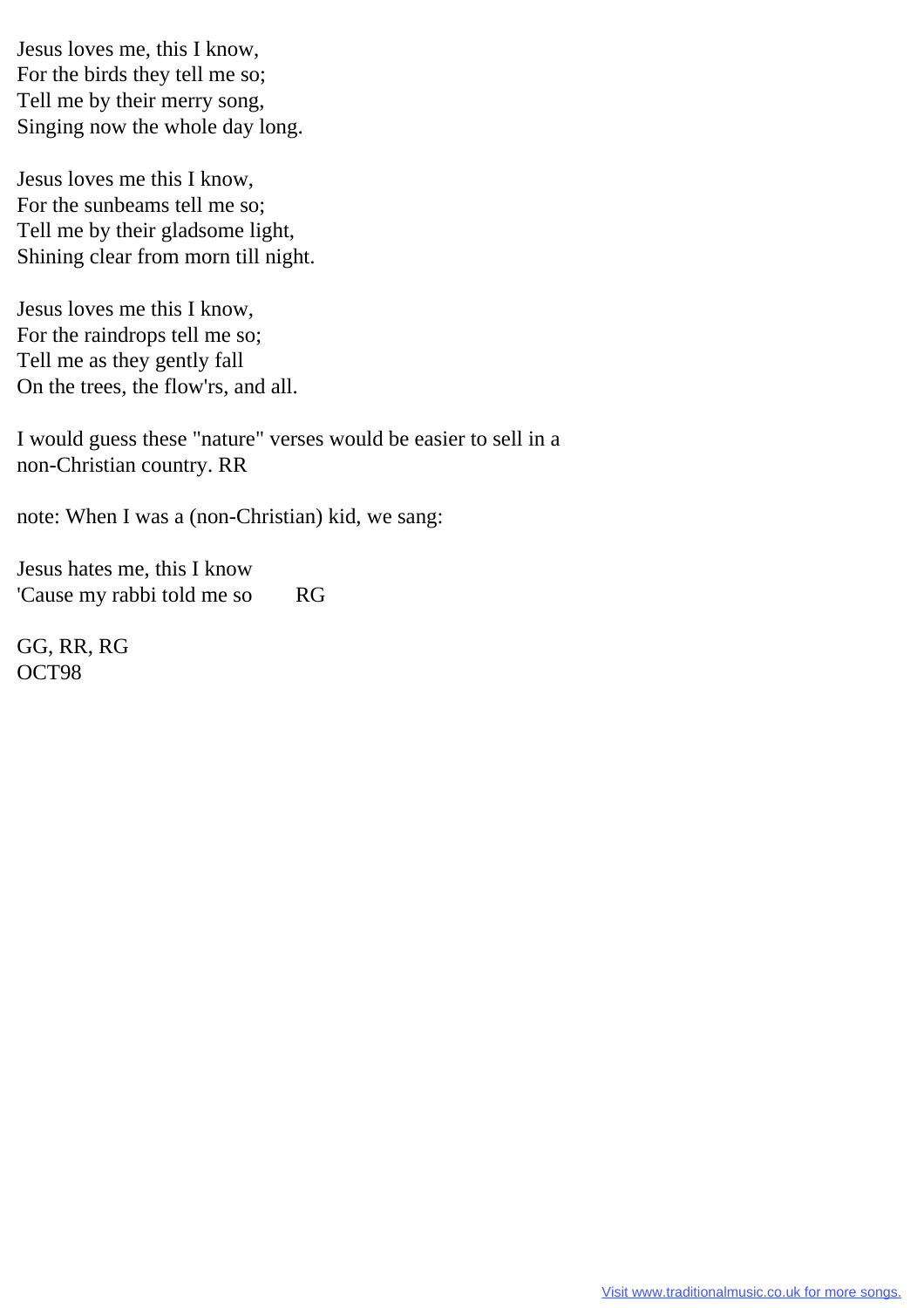Jesus loves me, this I know,
For the birds they tell me so;
Tell me by their merry song,
Singing now the whole day long.

Jesus loves me this I know,
For the sunbeams tell me so;
Tell me by their gladsome light,
Shining clear from morn till night.

Jesus loves me this I know,
For the raindrops tell me so;
Tell me as they gently fall
On the trees, the flow'rs, and all.

I would guess these "nature" verses would be easier to sell in a
non-Christian country. RR

note: When I was a (non-Christian) kid, we sang:

Jesus hates me, this I know
'Cause my rabbi told me so        RG

GG, RR, RG
OCT98